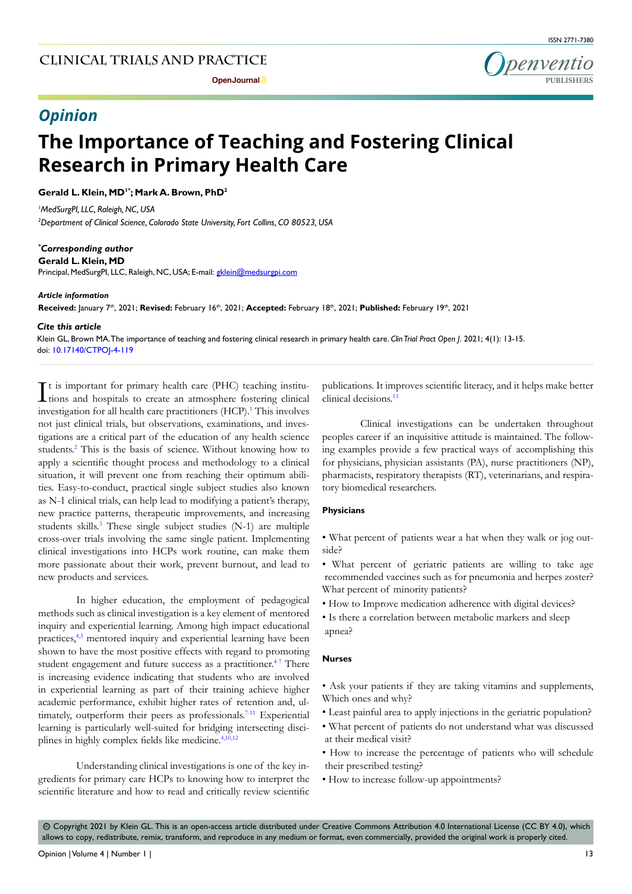# The Importance of Teaching and Fostering Clinical Research in Primary Health Care

*Opinion*

**Gerald L. Klein, MD[1*]; Mark A. Brown, PhD[2]**

[1]*MedSurgPI, LLC, Raleigh, NC, USA*

[2]*Department of Clinical Science, Colorado State University, Fort Collins, CO 80523, USA*

**\*Corresponding author**
**Gerald L. Klein, MD**
Principal, MedSurgPI, LLC, Raleigh, NC, USA; E-mail: gklein@medsurgpi.com

***Article information***

**Received:** January 7th, 2021; **Revised:** February 16th, 2021; **Accepted:** February 18th, 2021; **Published:** February 19th, 2021

***Cite this article***

Klein GL, Brown MA. The importance of teaching and fostering clinical research in primary health care. *Clin Trial Pract Open J*. 2021; 4(1): 13-15. doi: 10.17140/CTPOJ-4-119

It is important for primary health care (PHC) teaching institutions and hospitals to create an atmosphere fostering clinical investigation for all health care practitioners (HCP).[1] This involves not just clinical trials, but observations, examinations, and investigations are a critical part of the education of any health science students.[2] This is the basis of science. Without knowing how to apply a scientific thought process and methodology to a clinical situation, it will prevent one from reaching their optimum abilities. Easy-to-conduct, practical single subject studies also known as N-1 clinical trials, can help lead to modifying a patient's therapy, new practice patterns, therapeutic improvements, and increasing students skills.[3] These single subject studies (N-1) are multiple cross-over trials involving the same single patient. Implementing clinical investigations into HCPs work routine, can make them more passionate about their work, prevent burnout, and lead to new products and services.

In higher education, the employment of pedagogical methods such as clinical investigation is a key element of mentored inquiry and experiential learning. Among high impact educational practices,[4,5] mentored inquiry and experiential learning have been shown to have the most positive effects with regard to promoting student engagement and future success as a practitioner.[4-7] There is increasing evidence indicating that students who are involved in experiential learning as part of their training achieve higher academic performance, exhibit higher rates of retention and, ultimately, outperform their peers as professionals.[7-11] Experiential learning is particularly well-suited for bridging intersecting disciplines in highly complex fields like medicine.[4,10,12]

Understanding clinical investigations is one of the key ingredients for primary care HCPs to knowing how to interpret the scientific literature and how to read and critically review scientific publications. It improves scientific literacy, and it helps make better clinical decisions.[13]

Clinical investigations can be undertaken throughout peoples career if an inquisitive attitude is maintained. The following examples provide a few practical ways of accomplishing this for physicians, physician assistants (PA), nurse practitioners (NP), pharmacists, respiratory therapists (RT), veterinarians, and respiratory biomedical researchers.

### Physicians

- What percent of patients wear a hat when they walk or jog outside?
- What percent of geriatric patients are willing to take age recommended vaccines such as for pneumonia and herpes zoster? What percent of minority patients?
- How to Improve medication adherence with digital devices?
- Is there a correlation between metabolic markers and sleep apnea?

### Nurses

- Ask your patients if they are taking vitamins and supplements, Which ones and why?
- Least painful area to apply injections in the geriatric population?
- What percent of patients do not understand what was discussed at their medical visit?
- How to increase the percentage of patients who will schedule their prescribed testing?
- How to increase follow-up appointments?

© Copyright 2021 by Klein GL. This is an open-access article distributed under Creative Commons Attribution 4.0 International License (CC BY 4.0), which allows to copy, redistribute, remix, transform, and reproduce in any medium or format, even commercially, provided the original work is properly cited.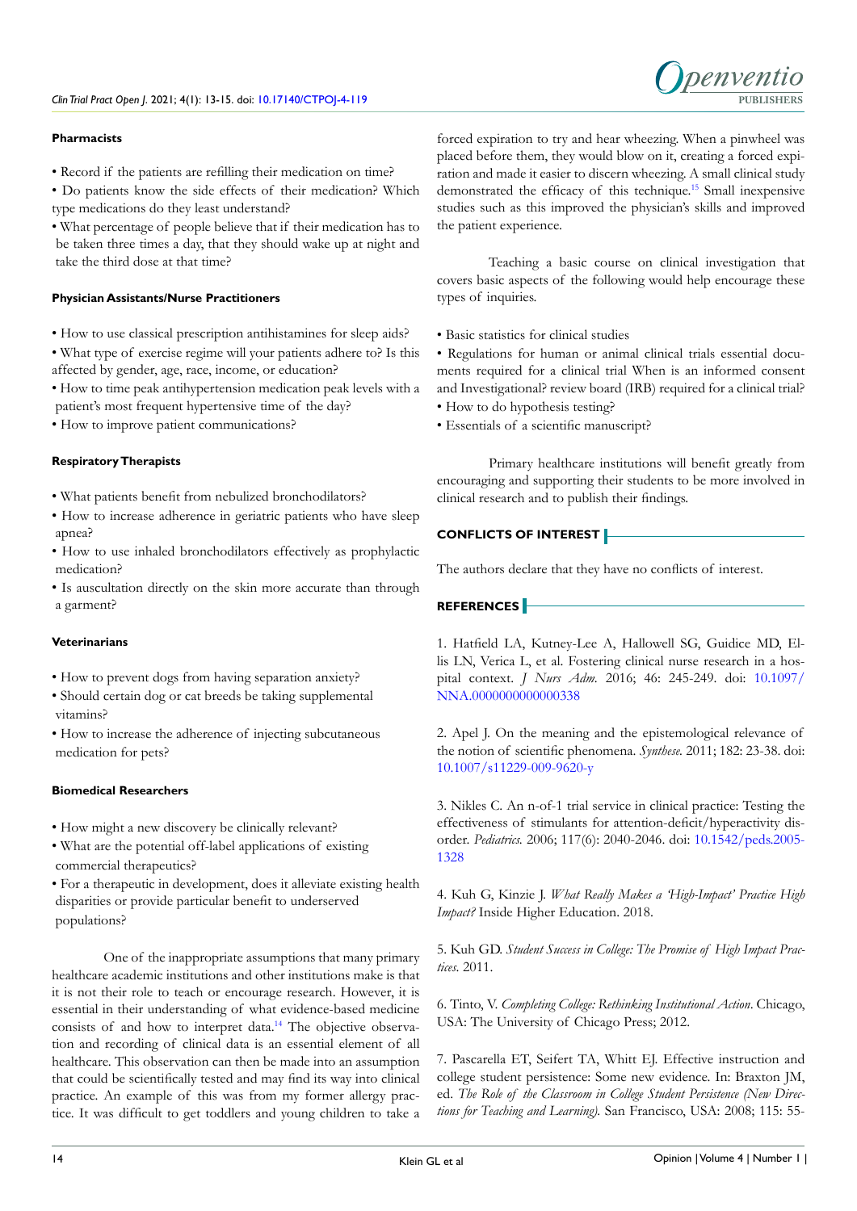#### Pharmacists

- Record if the patients are refilling their medication on time?
- Do patients know the side effects of their medication? Which type medications do they least understand?
- What percentage of people believe that if their medication has to be taken three times a day, that they should wake up at night and take the third dose at that time?

#### Physician Assistants/Nurse Practitioners

- How to use classical prescription antihistamines for sleep aids?
- What type of exercise regime will your patients adhere to? Is this affected by gender, age, race, income, or education?
- How to time peak antihypertension medication peak levels with a patient's most frequent hypertensive time of the day?
- How to improve patient communications?

#### Respiratory Therapists

- What patients benefit from nebulized bronchodilators?
- How to increase adherence in geriatric patients who have sleep apnea?
- How to use inhaled bronchodilators effectively as prophylactic medication?
- Is auscultation directly on the skin more accurate than through a garment?

#### Veterinarians

- How to prevent dogs from having separation anxiety?
- Should certain dog or cat breeds be taking supplemental vitamins?
- How to increase the adherence of injecting subcutaneous medication for pets?

#### Biomedical Researchers

- How might a new discovery be clinically relevant?
- What are the potential off-label applications of existing commercial therapeutics?
- For a therapeutic in development, does it alleviate existing health disparities or provide particular benefit to underserved populations?

One of the inappropriate assumptions that many primary healthcare academic institutions and other institutions make is that it is not their role to teach or encourage research. However, it is essential in their understanding of what evidence-based medicine consists of and how to interpret data.[14] The objective observation and recording of clinical data is an essential element of all healthcare. This observation can then be made into an assumption that could be scientifically tested and may find its way into clinical practice. An example of this was from my former allergy practice. It was difficult to get toddlers and young children to take a forced expiration to try and hear wheezing. When a pinwheel was placed before them, they would blow on it, creating a forced expiration and made it easier to discern wheezing. A small clinical study demonstrated the efficacy of this technique.[15] Small inexpensive studies such as this improved the physician's skills and improved the patient experience.

Teaching a basic course on clinical investigation that covers basic aspects of the following would help encourage these types of inquiries.

- Basic statistics for clinical studies
- Regulations for human or animal clinical trials essential documents required for a clinical trial When is an informed consent and Investigational? review board (IRB) required for a clinical trial?
- How to do hypothesis testing?
- Essentials of a scientific manuscript?

Primary healthcare institutions will benefit greatly from encouraging and supporting their students to be more involved in clinical research and to publish their findings.

## CONFLICTS OF INTEREST

The authors declare that they have no conflicts of interest.

## REFERENCES

1. Hatfield LA, Kutney-Lee A, Hallowell SG, Guidice MD, Ellis LN, Verica L, et al. Fostering clinical nurse research in a hospital context. *J Nurs Adm*. 2016; 46: 245-249. doi: 10.1097/NNA.0000000000000338

2. Apel J. On the meaning and the epistemological relevance of the notion of scientific phenomena. *Synthese*. 2011; 182: 23-38. doi: 10.1007/s11229-009-9620-y

3. Nikles C. An n-of-1 trial service in clinical practice: Testing the effectiveness of stimulants for attention-deficit/hyperactivity disorder. *Pediatrics*. 2006; 117(6): 2040-2046. doi: 10.1542/peds.2005-1328

4. Kuh G, Kinzie J. *What Really Makes a 'High-Impact' Practice High Impact?* Inside Higher Education. 2018.

5. Kuh GD. *Student Success in College: The Promise of High Impact Practices*. 2011.

6. Tinto, V. *Completing College: Rethinking Institutional Action*. Chicago, USA: The University of Chicago Press; 2012.

7. Pascarella ET, Seifert TA, Whitt EJ. Effective instruction and college student persistence: Some new evidence. In: Braxton JM, ed. *The Role of the Classroom in College Student Persistence (New Directions for Teaching and Learning)*. San Francisco, USA: 2008; 115: 55-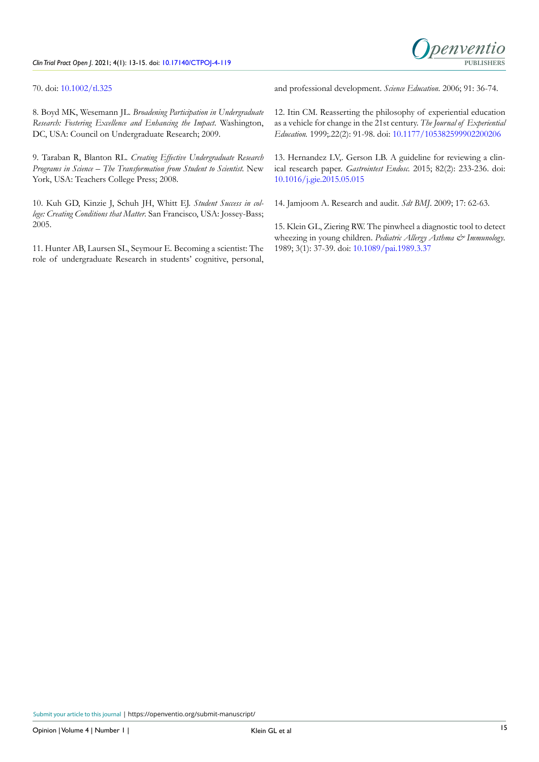70. doi: 10.1002/tl.325

8. Boyd MK, Wesemann JL. *Broadening Participation in Undergraduate Research: Fostering Excellence and Enhancing the Impact*. Washington, DC, USA: Council on Undergraduate Research; 2009.

9. Taraban R, Blanton RL. *Creating Effective Undergraduate Research Programs in Science – The Transformation from Student to Scientist*. New York, USA: Teachers College Press; 2008.

10. Kuh GD, Kinzie J, Schuh JH, Whitt EJ. *Student Success in college: Creating Conditions that Matter*. San Francisco, USA: Jossey-Bass; 2005.

11. Hunter AB, Laursen SL, Seymour E. Becoming a scientist: The role of undergraduate Research in students' cognitive, personal, and professional development. *Science Education*. 2006; 91: 36-74.

12. Itin CM. Reasserting the philosophy of experiential education as a vehicle for change in the 21st century. *The Journal of Experiential Education*. 1999;.22(2): 91-98. doi: 10.1177/105382599902200206

13. Hernandez LV,. Gerson LB. A guideline for reviewing a clinical research paper. *Gastrointest Endosc*. 2015; 82(2): 233-236. doi: 10.1016/j.gie.2015.05.015

14. Jamjoom A. Research and audit. *Sdt BMJ*. 2009; 17: 62-63.

15. Klein GL, Ziering RW. The pinwheel a diagnostic tool to detect wheezing in young children. *Pediatric Allergy Asthma & Immunology*. 1989; 3(1): 37-39. doi: 10.1089/pai.1989.3.37